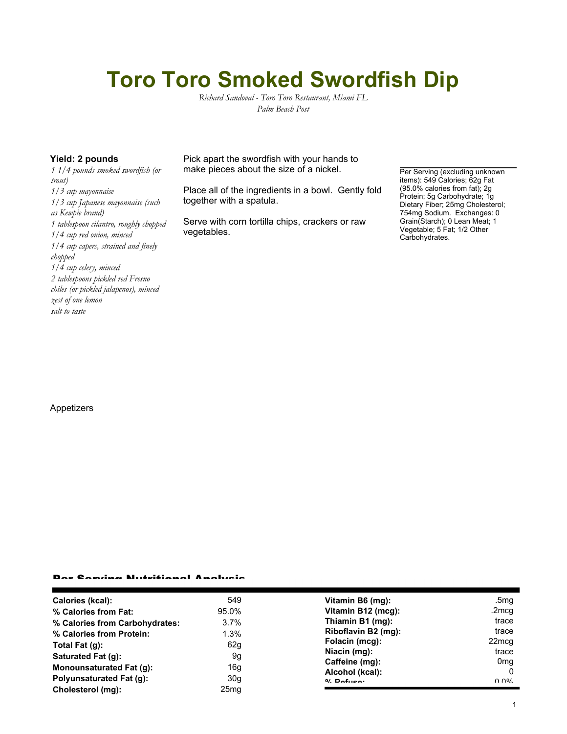# Toro Toro Smoked Swordfish Dip

*Richard Sandoval - Toro Toro Restaurant, Miami FL*
*Palm Beach Post*

**Yield: 2 pounds**

*1 1/4 pounds smoked swordfish (or trout)*
*1/3 cup mayonnaise*
*1/3 cup Japanese mayonnaise (such as Kewpie brand)*
*1 tablespoon cilantro, roughly chopped*
*1/4 cup red onion, minced*
*1/4 cup capers, strained and finely chopped*
*1/4 cup celery, minced*
*2 tablespoons pickled red Fresno chiles (or pickled jalapenos), minced*
*zest of one lemon*
*salt to taste*

Pick apart the swordfish with your hands to make pieces about the size of a nickel.

Place all of the ingredients in a bowl. Gently fold together with a spatula.

Serve with corn tortilla chips, crackers or raw vegetables.

Per Serving (excluding unknown items): 549 Calories; 62g Fat (95.0% calories from fat); 2g Protein; 5g Carbohydrate; 1g Dietary Fiber; 25mg Cholesterol; 754mg Sodium. Exchanges: 0 Grain(Starch); 0 Lean Meat; 1 Vegetable; 5 Fat; 1/2 Other Carbohydrates.

Appetizers

## Per Serving Nutritional Analysis

| | | | |
|---|---|---|---|
| **Calories (kcal):** | 549 | **Vitamin B6 (mg):** | .5mg |
| **% Calories from Fat:** | 95.0% | **Vitamin B12 (mcg):** | .2mcg |
| **% Calories from Carbohydrates:** | 3.7% | **Thiamin B1 (mg):** | trace |
| **% Calories from Protein:** | 1.3% | **Riboflavin B2 (mg):** | trace |
| **Total Fat (g):** | 62g | **Folacin (mcg):** | 22mcg |
| **Saturated Fat (g):** | 9g | **Niacin (mg):** | trace |
| **Monounsaturated Fat (g):** | 16g | **Caffeine (mg):** | 0mg |
| **Polyunsaturated Fat (g):** | 30g | **Alcohol (kcal):** | 0 |
| **Cholesterol (mg):** | 25mg | **% Refuse:** | 0.0% |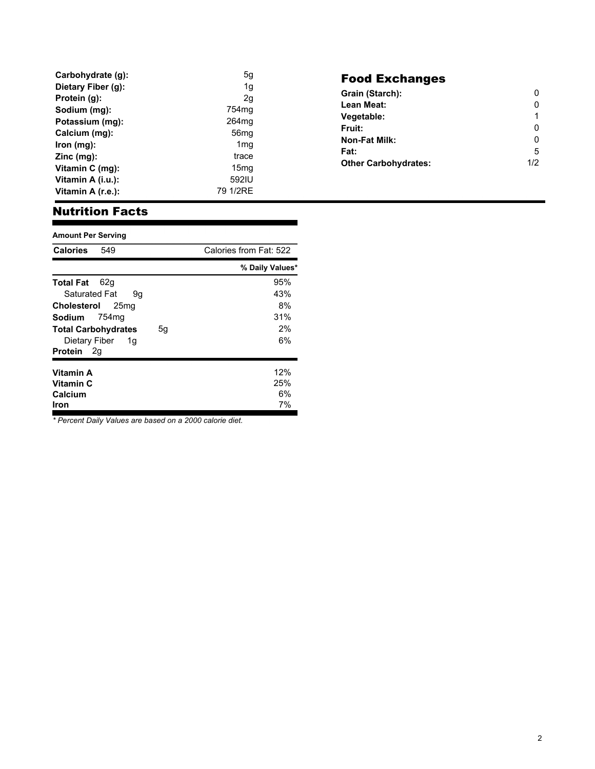| | |
|---|---|
| **Carbohydrate (g):** | 5g |
| **Dietary Fiber (g):** | 1g |
| **Protein (g):** | 2g |
| **Sodium (mg):** | 754mg |
| **Potassium (mg):** | 264mg |
| **Calcium (mg):** | 56mg |
| **Iron (mg):** | 1mg |
| **Zinc (mg):** | trace |
| **Vitamin C (mg):** | 15mg |
| **Vitamin A (i.u.):** | 592IU |
| **Vitamin A (r.e.):** | 79 1/2RE |

## Food Exchanges

| | |
|---|---|
| **Grain (Starch):** | 0 |
| **Lean Meat:** | 0 |
| **Vegetable:** | 1 |
| **Fruit:** | 0 |
| **Non-Fat Milk:** | 0 |
| **Fat:** | 5 |
| **Other Carbohydrates:** | 1/2 |

## Nutrition Facts

**Amount Per Serving**

| | |
|---|---|
| **Calories** 549 | Calories from Fat: 522 |
| | **% Daily Values*** |
| **Total Fat** 62g | 95% |
| Saturated Fat 9g | 43% |
| **Cholesterol** 25mg | 8% |
| **Sodium** 754mg | 31% |
| **Total Carbohydrates** 5g | 2% |
| Dietary Fiber 1g | 6% |
| **Protein** 2g | |
| **Vitamin A** | 12% |
| **Vitamin C** | 25% |
| **Calcium** | 6% |
| **Iron** | 7% |

*\* Percent Daily Values are based on a 2000 calorie diet.*